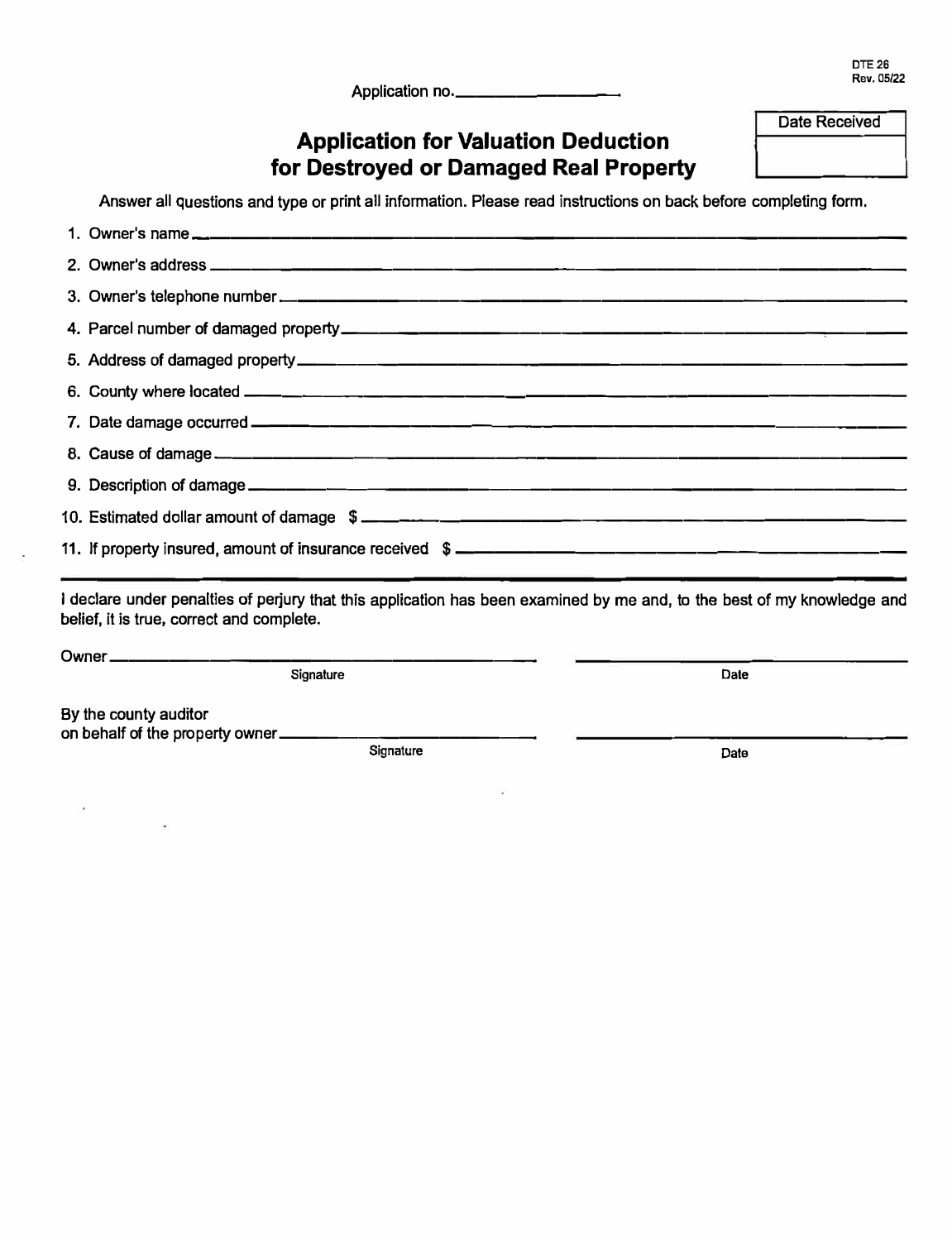DTE 26
Rev. 05/22

Application no. ____________________

| Date Received |
| --- |
| |

# Application for Valuation Deduction for Destroyed or Damaged Real Property

Answer all questions and type or print all information. Please read instructions on back before completing form.

1. Owner's name ____________________
2. Owner's address ____________________
3. Owner's telephone number ____________________
4. Parcel number of damaged property ____________________
5. Address of damaged property ____________________
6. County where located ____________________
7. Date damage occurred ____________________
8. Cause of damage ____________________
9. Description of damage ____________________
10. Estimated dollar amount of damage $ ____________________
11. If property insured, amount of insurance received $ ____________________

---

I declare under penalties of perjury that this application has been examined by me and, to the best of my knowledge and belief, it is true, correct and complete.

Owner ____________________ (Signature) ____________________ (Date)

By the county auditor on behalf of the property owner ____________________ (Signature) ____________________ (Date)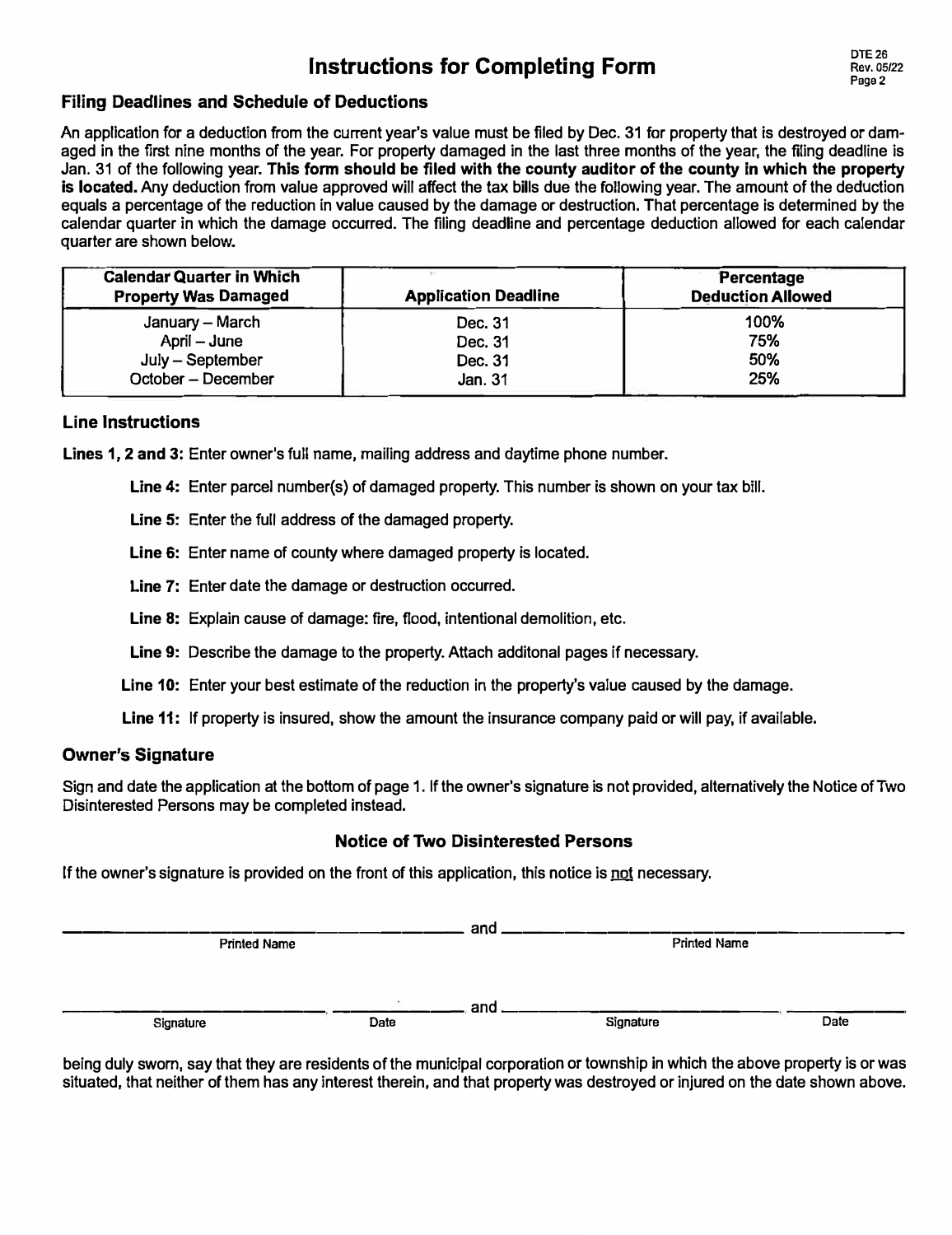# Instructions for Completing Form

DTE 26
Rev. 05/22

## Filing Deadlines and Schedule of Deductions

An application for a deduction from the current year's value must be filed by Dec. 31 for property that is destroyed or damaged in the first nine months of the year. For property damaged in the last three months of the year, the filing deadline is Jan. 31 of the following year. **This form should be filed with the county auditor of the county in which the property is located.** Any deduction from value approved will affect the tax bills due the following year. The amount of the deduction equals a percentage of the reduction in value caused by the damage or destruction. That percentage is determined by the calendar quarter in which the damage occurred. The filing deadline and percentage deduction allowed for each calendar quarter are shown below.

| Calendar Quarter in Which Property Was Damaged | Application Deadline | Percentage Deduction Allowed |
|---|---|---|
| January – March | Dec. 31 | 100% |
| April – June | Dec. 31 | 75% |
| July – September | Dec. 31 | 50% |
| October – December | Jan. 31 | 25% |

## Line Instructions

**Lines 1, 2 and 3:** Enter owner's full name, mailing address and daytime phone number.

**Line 4:** Enter parcel number(s) of damaged property. This number is shown on your tax bill.

**Line 5:** Enter the full address of the damaged property.

**Line 6:** Enter name of county where damaged property is located.

**Line 7:** Enter date the damage or destruction occurred.

**Line 8:** Explain cause of damage: fire, flood, intentional demolition, etc.

**Line 9:** Describe the damage to the property. Attach additonal pages if necessary.

**Line 10:** Enter your best estimate of the reduction in the property's value caused by the damage.

**Line 11:** If property is insured, show the amount the insurance company paid or will pay, if available.

## Owner's Signature

Sign and date the application at the bottom of page 1. If the owner's signature is not provided, alternatively the Notice of Two Disinterested Persons may be completed instead.

### Notice of Two Disinterested Persons

If the owner's signature is provided on the front of this application, this notice is not necessary.

_______________________________ and _______________________________
Printed Name                                                    Printed Name

_____________________ , _____________ and _____________________ , _____________
Signature                    Date                    Signature                    Date

being duly sworn, say that they are residents of the municipal corporation or township in which the above property is or was situated, that neither of them has any interest therein, and that property was destroyed or injured on the date shown above.